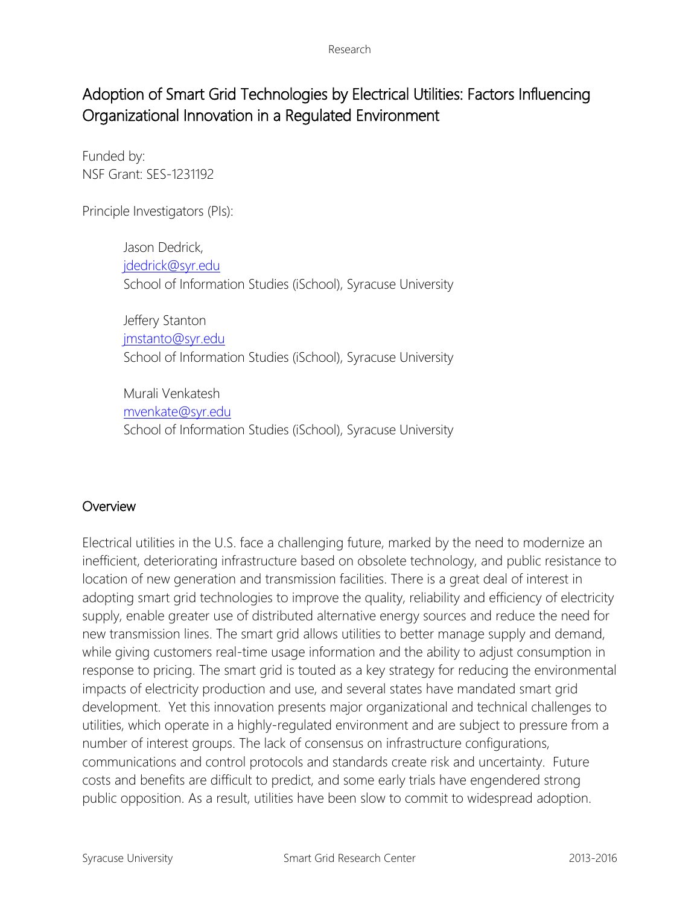# Adoption of Smart Grid Technologies by Electrical Utilities: Factors Influencing Organizational Innovation in a Regulated Environment

Funded by:
NSF Grant: SES-1231192

Principle Investigators (PIs):

> Jason Dedrick,
> jdedrick@syr.edu
> School of Information Studies (iSchool), Syracuse University
>
> Jeffery Stanton
> jmstanto@syr.edu
> School of Information Studies (iSchool), Syracuse University
>
> Murali Venkatesh
> mvenkate@syr.edu
> School of Information Studies (iSchool), Syracuse University

## Overview

Electrical utilities in the U.S. face a challenging future, marked by the need to modernize an inefficient, deteriorating infrastructure based on obsolete technology, and public resistance to location of new generation and transmission facilities. There is a great deal of interest in adopting smart grid technologies to improve the quality, reliability and efficiency of electricity supply, enable greater use of distributed alternative energy sources and reduce the need for new transmission lines. The smart grid allows utilities to better manage supply and demand, while giving customers real-time usage information and the ability to adjust consumption in response to pricing. The smart grid is touted as a key strategy for reducing the environmental impacts of electricity production and use, and several states have mandated smart grid development. Yet this innovation presents major organizational and technical challenges to utilities, which operate in a highly-regulated environment and are subject to pressure from a number of interest groups. The lack of consensus on infrastructure configurations, communications and control protocols and standards create risk and uncertainty. Future costs and benefits are difficult to predict, and some early trials have engendered strong public opposition. As a result, utilities have been slow to commit to widespread adoption.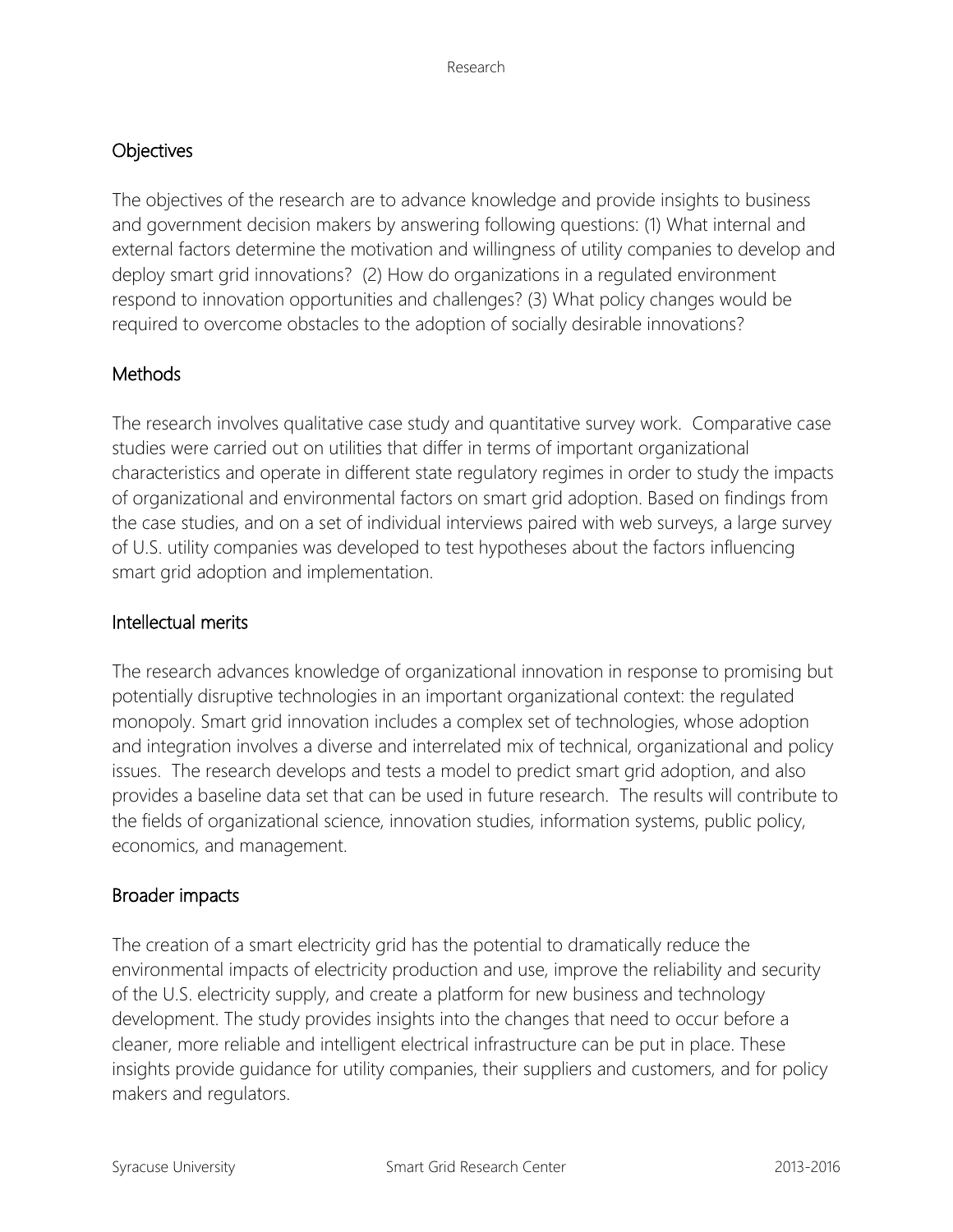## Objectives

The objectives of the research are to advance knowledge and provide insights to business and government decision makers by answering following questions: (1) What internal and external factors determine the motivation and willingness of utility companies to develop and deploy smart grid innovations? (2) How do organizations in a regulated environment respond to innovation opportunities and challenges? (3) What policy changes would be required to overcome obstacles to the adoption of socially desirable innovations?

## Methods

The research involves qualitative case study and quantitative survey work. Comparative case studies were carried out on utilities that differ in terms of important organizational characteristics and operate in different state regulatory regimes in order to study the impacts of organizational and environmental factors on smart grid adoption. Based on findings from the case studies, and on a set of individual interviews paired with web surveys, a large survey of U.S. utility companies was developed to test hypotheses about the factors influencing smart grid adoption and implementation.

## Intellectual merits

The research advances knowledge of organizational innovation in response to promising but potentially disruptive technologies in an important organizational context: the regulated monopoly. Smart grid innovation includes a complex set of technologies, whose adoption and integration involves a diverse and interrelated mix of technical, organizational and policy issues. The research develops and tests a model to predict smart grid adoption, and also provides a baseline data set that can be used in future research. The results will contribute to the fields of organizational science, innovation studies, information systems, public policy, economics, and management.

## Broader impacts

The creation of a smart electricity grid has the potential to dramatically reduce the environmental impacts of electricity production and use, improve the reliability and security of the U.S. electricity supply, and create a platform for new business and technology development. The study provides insights into the changes that need to occur before a cleaner, more reliable and intelligent electrical infrastructure can be put in place. These insights provide guidance for utility companies, their suppliers and customers, and for policy makers and regulators.